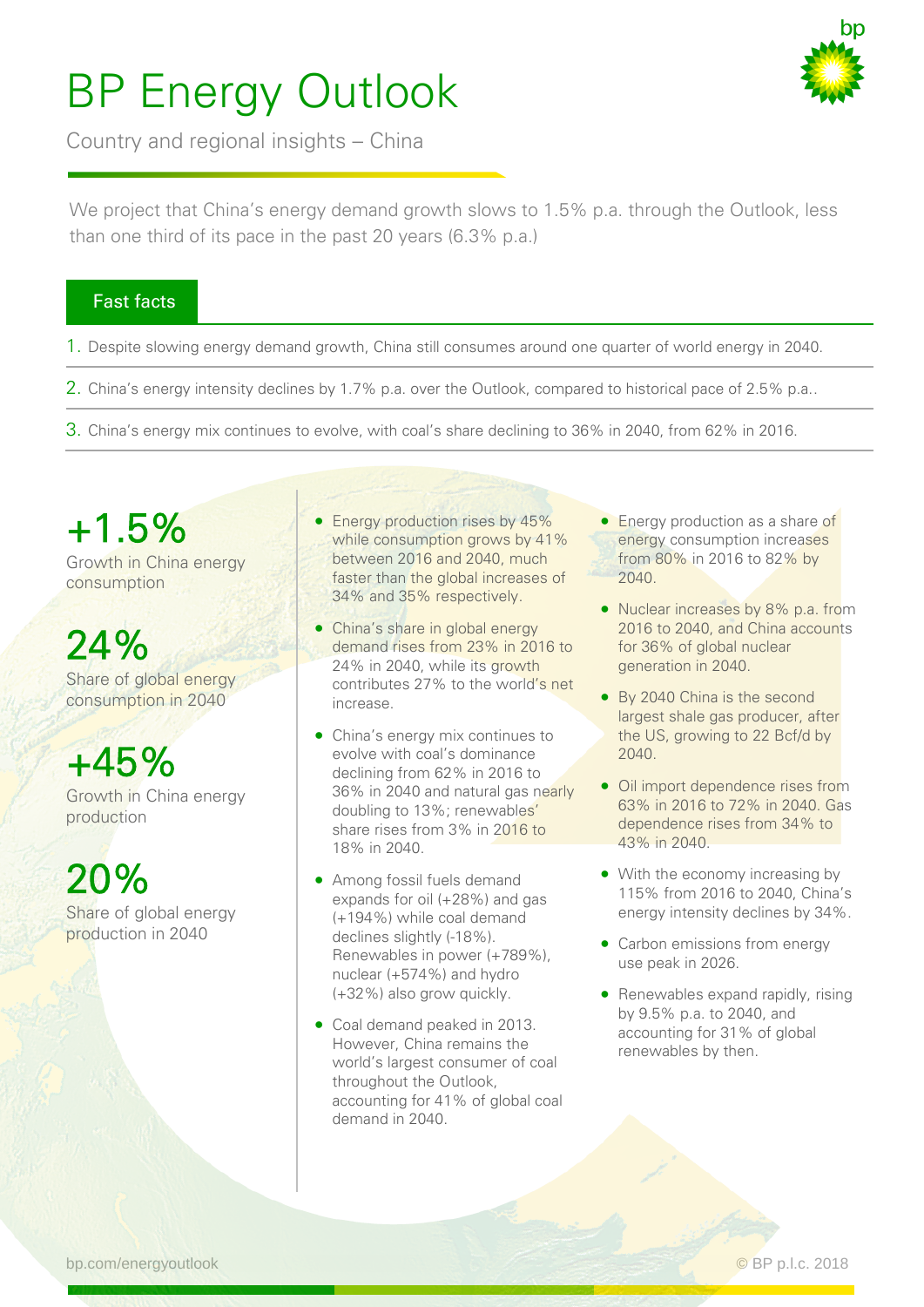# BP Energy Outlook

Country and regional insights – China

We project that China's energy demand growth slows to 1.5% p.a. through the Outlook, less than one third of its pace in the past 20 years (6.3% p.a.)

## Fast facts

1. Despite slowing energy demand growth, China still consumes around one quarter of world energy in 2040.
2. China's energy intensity declines by 1.7% p.a. over the Outlook, compared to historical pace of 2.5% p.a..
3. China's energy mix continues to evolve, with coal's share declining to 36% in 2040, from 62% in 2016.

**+1.5%**
Growth in China energy consumption

**24%**
Share of global energy consumption in 2040

**+45%**
Growth in China energy production

**20%**
Share of global energy production in 2040

- Energy production rises by 45% while consumption grows by 41% between 2016 and 2040, much faster than the global increases of 34% and 35% respectively.
- China's share in global energy demand rises from 23% in 2016 to 24% in 2040, while its growth contributes 27% to the world's net increase.
- China's energy mix continues to evolve with coal's dominance declining from 62% in 2016 to 36% in 2040 and natural gas nearly doubling to 13%; renewables' share rises from 3% in 2016 to 18% in 2040.
- Among fossil fuels demand expands for oil (+28%) and gas (+194%) while coal demand declines slightly (-18%). Renewables in power (+789%), nuclear (+574%) and hydro (+32%) also grow quickly.
- Coal demand peaked in 2013. However, China remains the world's largest consumer of coal throughout the Outlook, accounting for 41% of global coal demand in 2040.
- Energy production as a share of energy consumption increases from 80% in 2016 to 82% by 2040.
- Nuclear increases by 8% p.a. from 2016 to 2040, and China accounts for 36% of global nuclear generation in 2040.
- By 2040 China is the second largest shale gas producer, after the US, growing to 22 Bcf/d by 2040.
- Oil import dependence rises from 63% in 2016 to 72% in 2040. Gas dependence rises from 34% to 43% in 2040.
- With the economy increasing by 115% from 2016 to 2040, China's energy intensity declines by 34%.
- Carbon emissions from energy use peak in 2026.
- Renewables expand rapidly, rising by 9.5% p.a. to 2040, and accounting for 31% of global renewables by then.

bp.com/energyoutlook

© BP p.l.c. 2018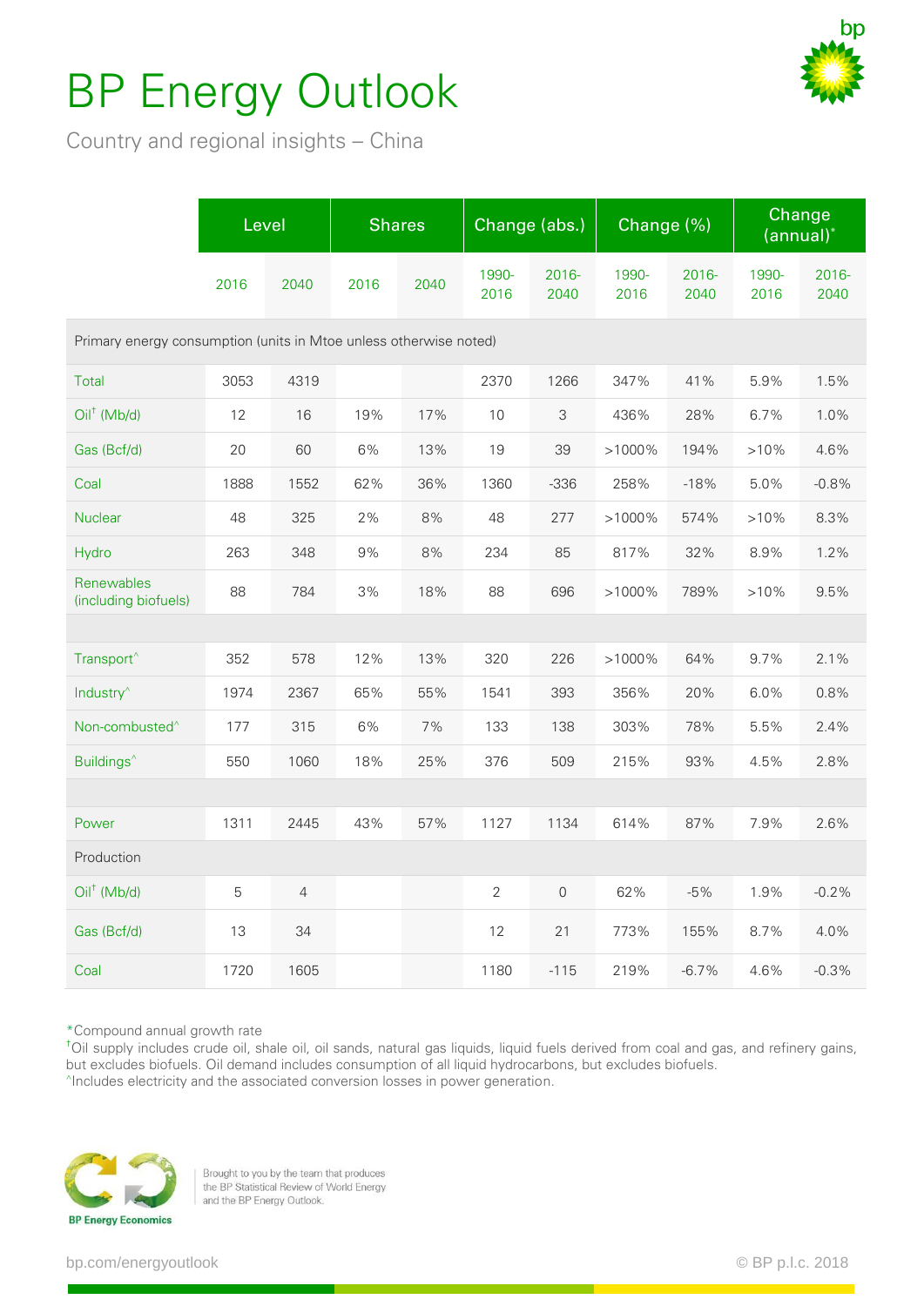# BP Energy Outlook

Country and regional insights – China

| | Level | | Shares | | Change (abs.) | | Change (%) | | Change (annual)* | |
|---|---|---|---|---|---|---|---|---|---|---|
| | 2016 | 2040 | 2016 | 2040 | 1990-2016 | 2016-2040 | 1990-2016 | 2016-2040 | 1990-2016 | 2016-2040 |
| Primary energy consumption (units in Mtoe unless otherwise noted) | | | | | | | | | | |
| Total | 3053 | 4319 | | | 2370 | 1266 | 347% | 41% | 5.9% | 1.5% |
| Oil† (Mb/d) | 12 | 16 | 19% | 17% | 10 | 3 | 436% | 28% | 6.7% | 1.0% |
| Gas (Bcf/d) | 20 | 60 | 6% | 13% | 19 | 39 | >1000% | 194% | >10% | 4.6% |
| Coal | 1888 | 1552 | 62% | 36% | 1360 | -336 | 258% | -18% | 5.0% | -0.8% |
| Nuclear | 48 | 325 | 2% | 8% | 48 | 277 | >1000% | 574% | >10% | 8.3% |
| Hydro | 263 | 348 | 9% | 8% | 234 | 85 | 817% | 32% | 8.9% | 1.2% |
| Renewables (including biofuels) | 88 | 784 | 3% | 18% | 88 | 696 | >1000% | 789% | >10% | 9.5% |
| | | | | | | | | | | |
| Transport^ | 352 | 578 | 12% | 13% | 320 | 226 | >1000% | 64% | 9.7% | 2.1% |
| Industry^ | 1974 | 2367 | 65% | 55% | 1541 | 393 | 356% | 20% | 6.0% | 0.8% |
| Non-combusted^ | 177 | 315 | 6% | 7% | 133 | 138 | 303% | 78% | 5.5% | 2.4% |
| Buildings^ | 550 | 1060 | 18% | 25% | 376 | 509 | 215% | 93% | 4.5% | 2.8% |
| | | | | | | | | | | |
| Power | 1311 | 2445 | 43% | 57% | 1127 | 1134 | 614% | 87% | 7.9% | 2.6% |
| Production | | | | | | | | | | |
| Oil† (Mb/d) | 5 | 4 | | | 2 | 0 | 62% | -5% | 1.9% | -0.2% |
| Gas (Bcf/d) | 13 | 34 | | | 12 | 21 | 773% | 155% | 8.7% | 4.0% |
| Coal | 1720 | 1605 | | | 1180 | -115 | 219% | -6.7% | 4.6% | -0.3% |

*Compound annual growth rate
†Oil supply includes crude oil, shale oil, oil sands, natural gas liquids, liquid fuels derived from coal and gas, and refinery gains, but excludes biofuels. Oil demand includes consumption of all liquid hydrocarbons, but excludes biofuels.
^Includes electricity and the associated conversion losses in power generation.

BP Energy Economics

Brought to you by the team that produces the BP Statistical Review of World Energy and the BP Energy Outlook.

bp.com/energyoutlook

© BP p.l.c. 2018